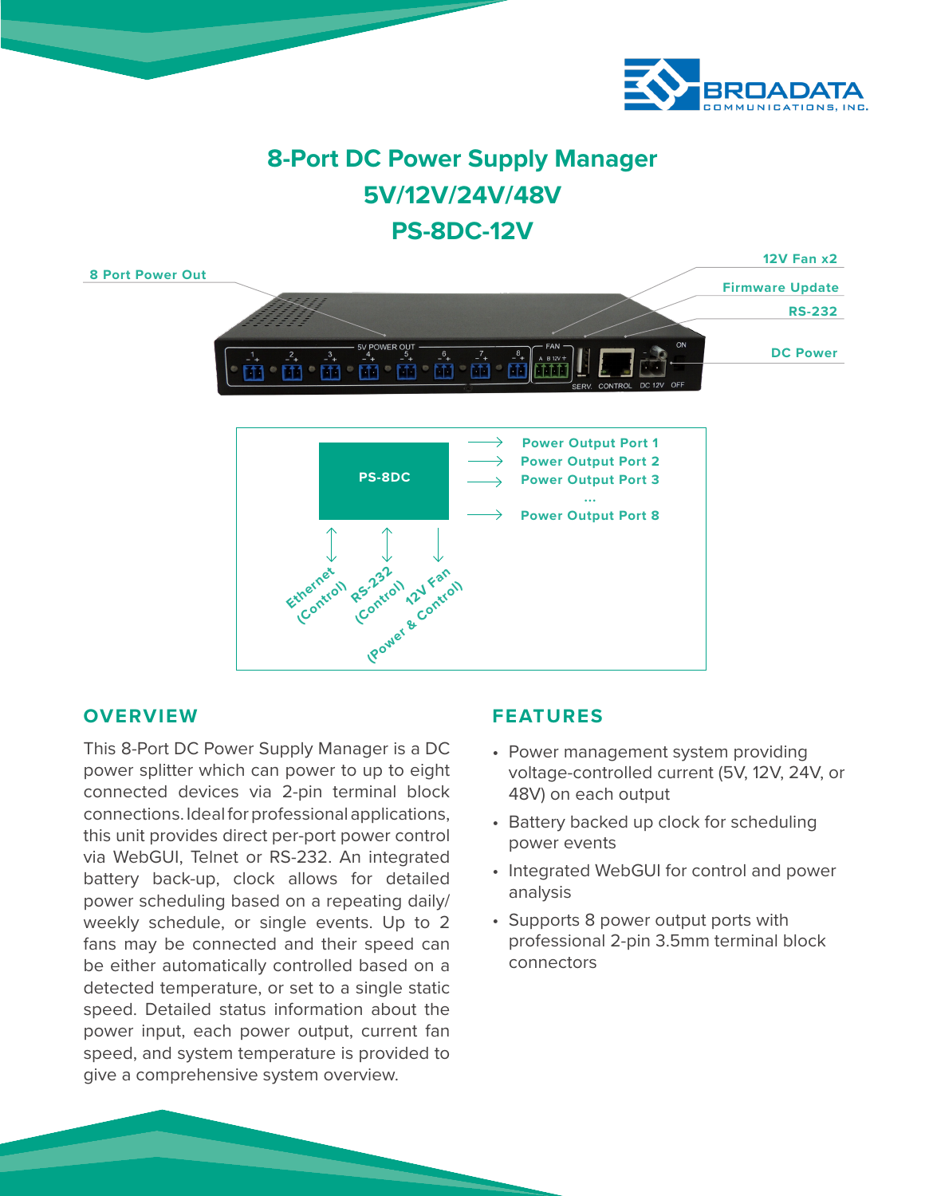# 8-Port DC Power Supply Manager
# 5V/12V/24V/48V
# PS-8DC-12V

8 Port Power Out

12V Fan x2

Firmware Update

RS-232

DC Power

PS-8DC

Power Output Port 1

Power Output Port 2

Power Output Port 3

...

Power Output Port 8

Ethernet (Control)

RS-232 (Control)

12V Fan (Power & Control)

## OVERVIEW

This 8-Port DC Power Supply Manager is a DC power splitter which can power to up to eight connected devices via 2-pin terminal block connections. Ideal for professional applications, this unit provides direct per-port power control via WebGUI, Telnet or RS-232. An integrated battery back-up, clock allows for detailed power scheduling based on a repeating daily/ weekly schedule, or single events. Up to 2 fans may be connected and their speed can be either automatically controlled based on a detected temperature, or set to a single static speed. Detailed status information about the power input, each power output, current fan speed, and system temperature is provided to give a comprehensive system overview.

## FEATURES

- Power management system providing voltage-controlled current (5V, 12V, 24V, or 48V) on each output
- Battery backed up clock for scheduling power events
- Integrated WebGUI for control and power analysis
- Supports 8 power output ports with professional 2-pin 3.5mm terminal block connectors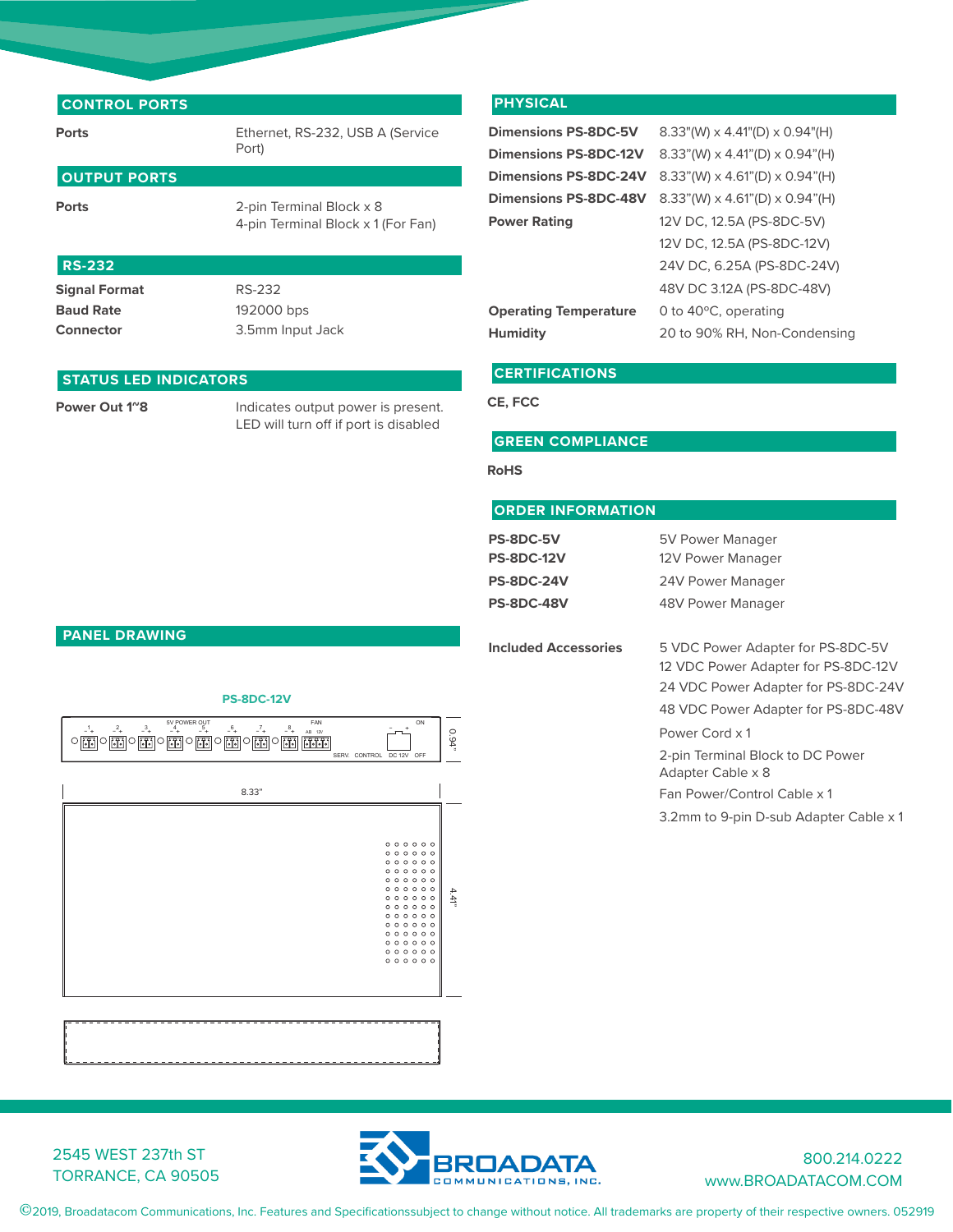## CONTROL PORTS

| | |
|---|---|
| **Ports** | Ethernet, RS-232, USB A (Service Port) |

## OUTPUT PORTS

| | |
|---|---|
| **Ports** | 2-pin Terminal Block x 8<br>4-pin Terminal Block x 1 (For Fan) |

## RS-232

| | |
|---|---|
| **Signal Format** | RS-232 |
| **Baud Rate** | 192000 bps |
| **Connector** | 3.5mm Input Jack |

## STATUS LED INDICATORS

| | |
|---|---|
| **Power Out 1~8** | Indicates output power is present. LED will turn off if port is disabled |

## PANEL DRAWING

PS-8DC-12V

1 2 3 4 5 6 7 8

5V POWER OUT

FAN

AB 12V

ON

SERV. CONTROL DC 12V OFF

0.94"

8.33"

4.41"

## PHYSICAL

| | |
|---|---|
| **Dimensions PS-8DC-5V** | 8.33"(W) x 4.41"(D) x 0.94"(H) |
| **Dimensions PS-8DC-12V** | 8.33"(W) x 4.41"(D) x 0.94"(H) |
| **Dimensions PS-8DC-24V** | 8.33"(W) x 4.61"(D) x 0.94"(H) |
| **Dimensions PS-8DC-48V** | 8.33"(W) x 4.61"(D) x 0.94"(H) |
| **Power Rating** | 12V DC, 12.5A (PS-8DC-5V)<br>12V DC, 12.5A (PS-8DC-12V)<br>24V DC, 6.25A (PS-8DC-24V)<br>48V DC 3.12A (PS-8DC-48V) |
| **Operating Temperature** | 0 to 40°C, operating |
| **Humidity** | 20 to 90% RH, Non-Condensing |

## CERTIFICATIONS

**CE, FCC**

## GREEN COMPLIANCE

**RoHS**

## ORDER INFORMATION

| | |
|---|---|
| **PS-8DC-5V** | 5V Power Manager |
| **PS-8DC-12V** | 12V Power Manager |
| **PS-8DC-24V** | 24V Power Manager |
| **PS-8DC-48V** | 48V Power Manager |
| **Included Accessories** | 5 VDC Power Adapter for PS-8DC-5V<br>12 VDC Power Adapter for PS-8DC-12V<br>24 VDC Power Adapter for PS-8DC-24V<br>48 VDC Power Adapter for PS-8DC-48V<br>Power Cord x 1<br>2-pin Terminal Block to DC Power Adapter Cable x 8<br>Fan Power/Control Cable x 1<br>3.2mm to 9-pin D-sub Adapter Cable x 1 |

2545 WEST 237th ST
TORRANCE, CA 90505

BROADATA COMMUNICATIONS, INC.

800.214.0222
WWW.BROADATACOM.COM

©2019, Broadatacom Communications, Inc. Features and Specificationssubject to change without notice. All trademarks are property of their respective owners. 052919